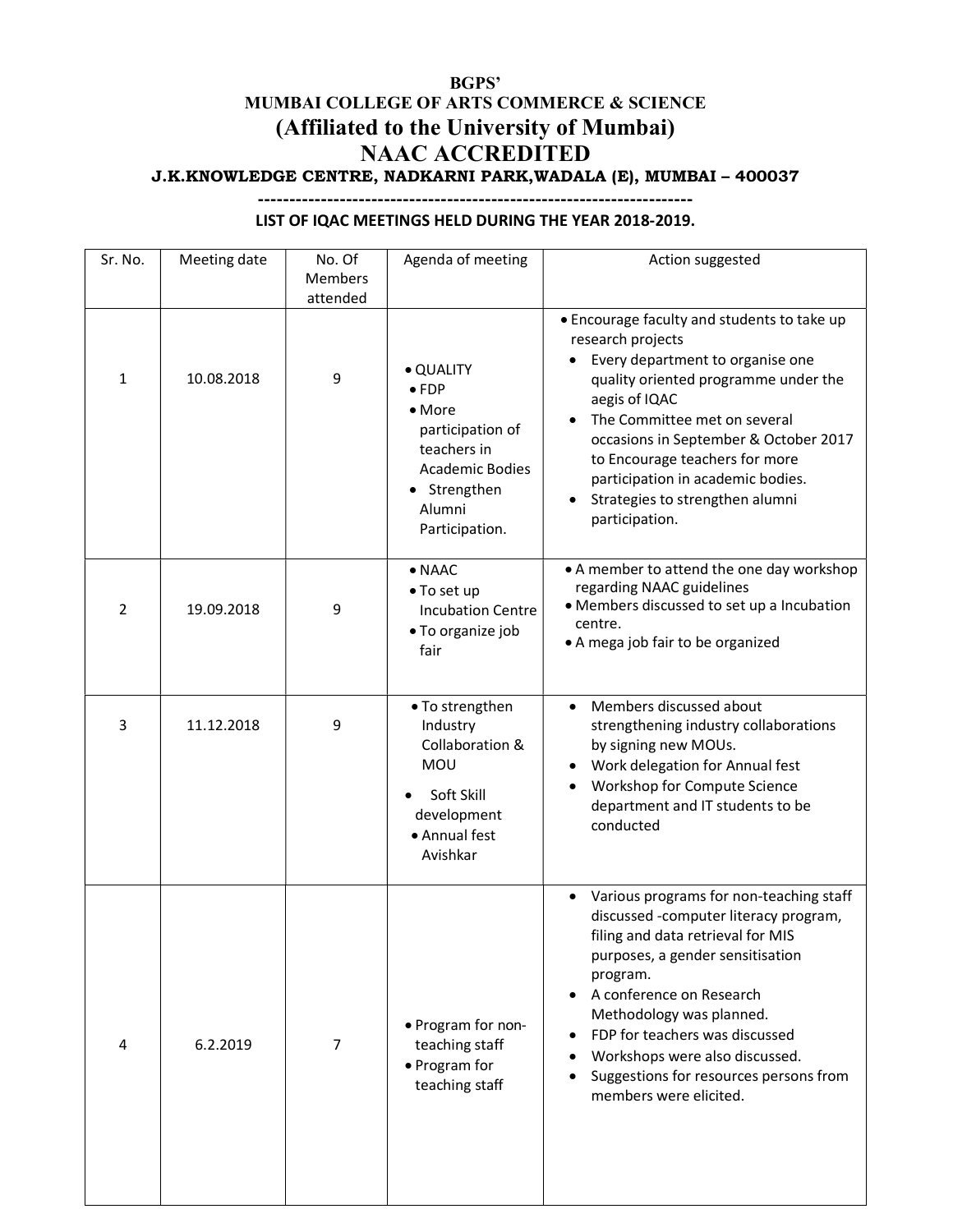**BGPS'**

**MUMBAI COLLEGE OF ARTS COMMERCE & SCIENCE**

# (Affiliated to the University of Mumbai)

# NAAC ACCREDITED

**J.K.KNOWLEDGE CENTRE, NADKARNI PARK,WADALA (E), MUMBAI – 400037**

---

**LIST OF IQAC MEETINGS HELD DURING THE YEAR 2018-2019.**

| Sr. No. | Meeting date | No. Of Members attended | Agenda of meeting | Action suggested |
|---|---|---|---|---|
| 1 | 10.08.2018 | 9 | • QUALITY<br>• FDP<br>• More participation of teachers in Academic Bodies<br>• Strengthen Alumni Participation. | • Encourage faculty and students to take up research projects<br>• Every department to organise one quality oriented programme under the aegis of IQAC<br>• The Committee met on several occasions in September & October 2017 to Encourage teachers for more participation in academic bodies.<br>• Strategies to strengthen alumni participation. |
| 2 | 19.09.2018 | 9 | • NAAC<br>• To set up Incubation Centre<br>• To organize job fair | • A member to attend the one day workshop regarding NAAC guidelines<br>• Members discussed to set up a Incubation centre.<br>• A mega job fair to be organized |
| 3 | 11.12.2018 | 9 | • To strengthen Industry Collaboration & MOU<br>• Soft Skill development<br>• Annual fest Avishkar | • Members discussed about strengthening industry collaborations by signing new MOUs.<br>• Work delegation for Annual fest<br>• Workshop for Compute Science department and IT students to be conducted |
| 4 | 6.2.2019 | 7 | • Program for non-teaching staff<br>• Program for teaching staff | • Various programs for non-teaching staff discussed -computer literacy program, filing and data retrieval for MIS purposes, a gender sensitisation program.<br>• A conference on Research Methodology was planned.<br>• FDP for teachers was discussed<br>• Workshops were also discussed.<br>• Suggestions for resources persons from members were elicited. |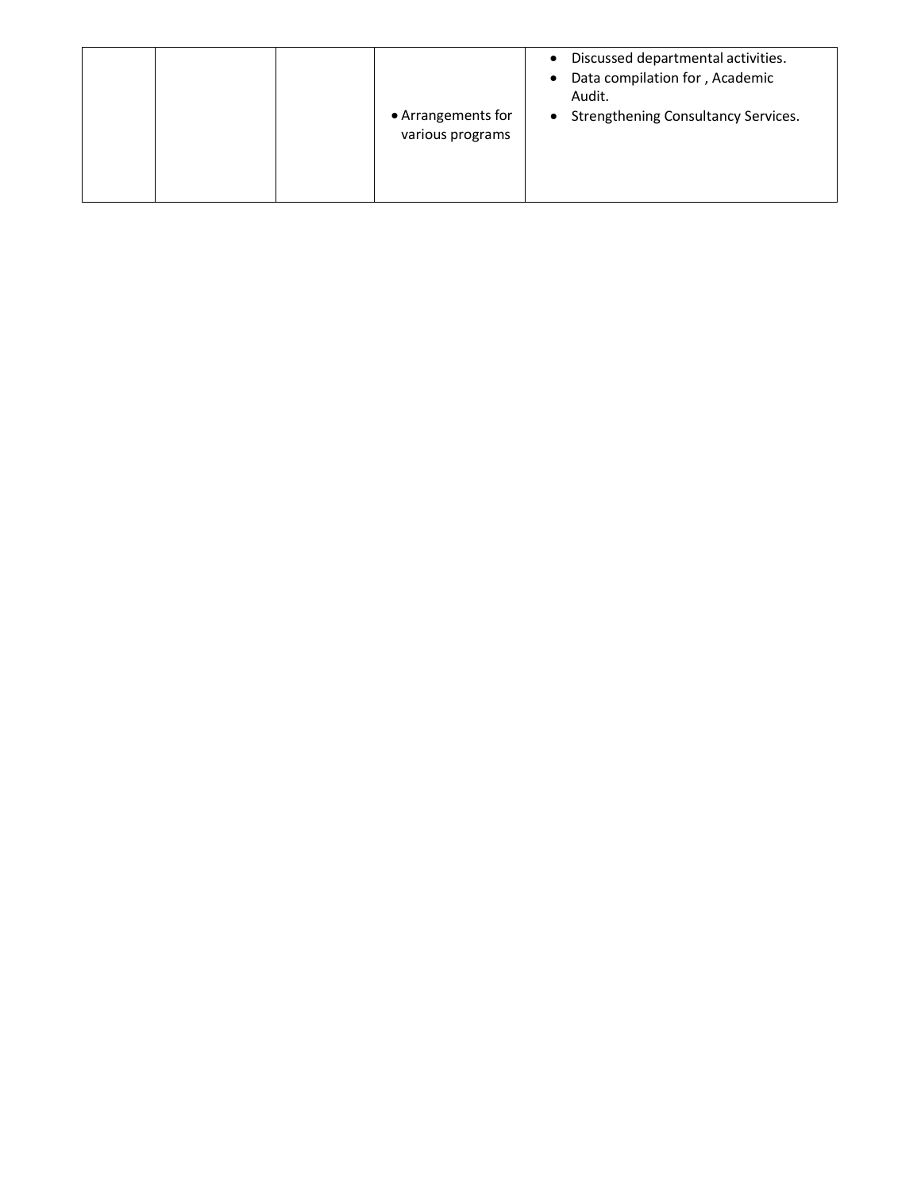|  |  |  |  |  |
|---|---|---|---|---|
|  |  |  | • Arrangements for various programs | • Discussed departmental activities.<br>• Data compilation for , Academic Audit.<br>• Strengthening Consultancy Services. |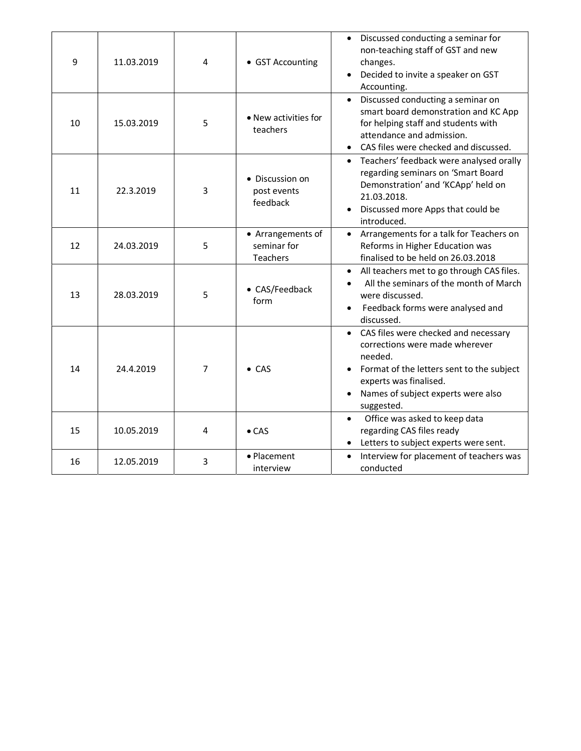| | | | | |
|---|---|---|---|---|
| 9 | 11.03.2019 | 4 | • GST Accounting | • Discussed conducting a seminar for non-teaching staff of GST and new changes.<br>• Decided to invite a speaker on GST Accounting. |
| 10 | 15.03.2019 | 5 | • New activities for teachers | • Discussed conducting a seminar on smart board demonstration and KC App for helping staff and students with attendance and admission.<br>• CAS files were checked and discussed. |
| 11 | 22.3.2019 | 3 | • Discussion on post events feedback | • Teachers' feedback were analysed orally regarding seminars on 'Smart Board Demonstration' and 'KCApp' held on 21.03.2018.<br>• Discussed more Apps that could be introduced. |
| 12 | 24.03.2019 | 5 | • Arrangements of seminar for Teachers | • Arrangements for a talk for Teachers on Reforms in Higher Education was finalised to be held on 26.03.2018 |
| 13 | 28.03.2019 | 5 | • CAS/Feedback form | • All teachers met to go through CAS files.<br>• All the seminars of the month of March were discussed.<br>• Feedback forms were analysed and discussed. |
| 14 | 24.4.2019 | 7 | • CAS | • CAS files were checked and necessary corrections were made wherever needed.<br>• Format of the letters sent to the subject experts was finalised.<br>• Names of subject experts were also suggested. |
| 15 | 10.05.2019 | 4 | • CAS | • Office was asked to keep data regarding CAS files ready<br>• Letters to subject experts were sent. |
| 16 | 12.05.2019 | 3 | • Placement interview | • Interview for placement of teachers was conducted |